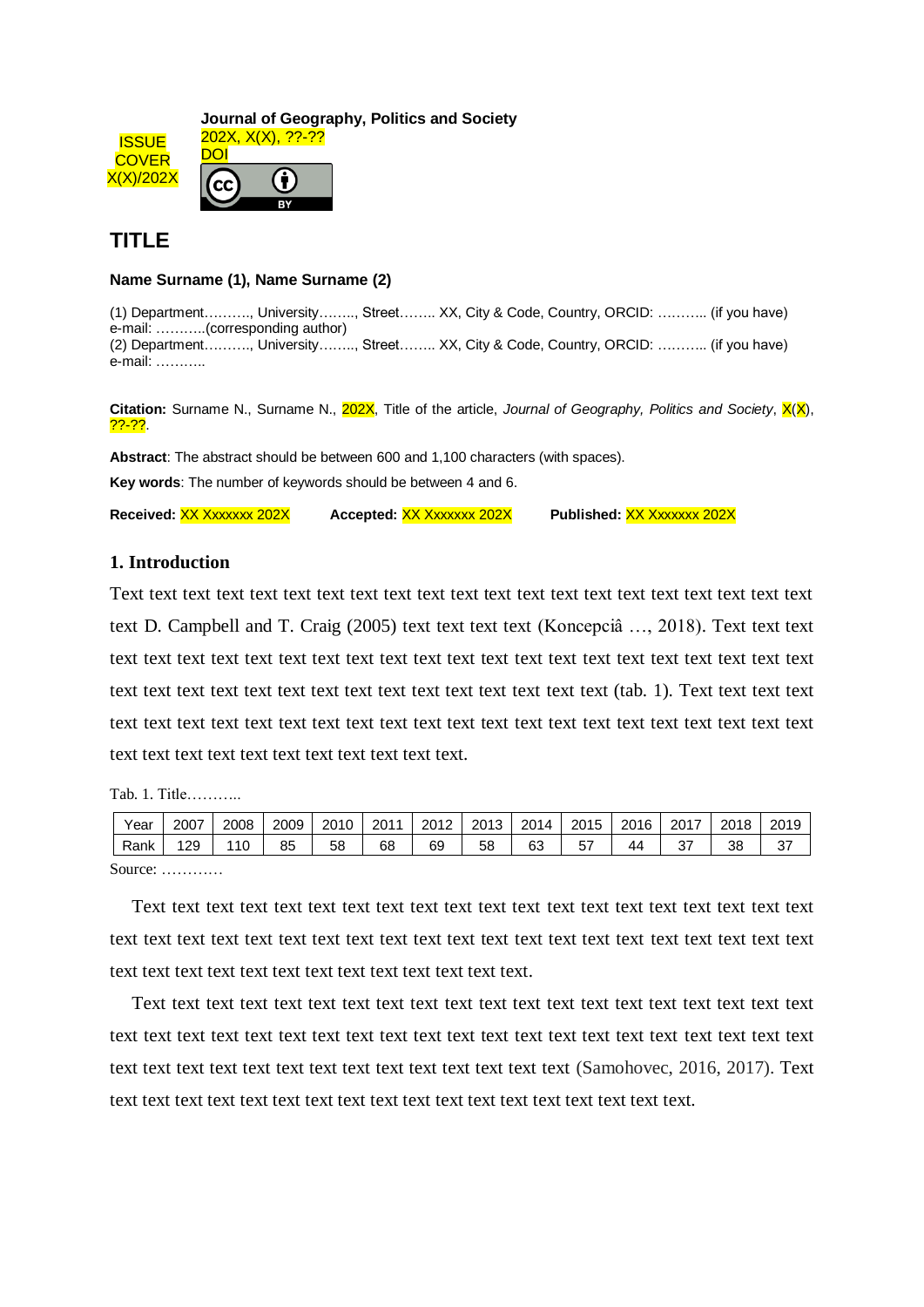ISSUE COVER X(X)/202X

**Journal of Geography, Politics and Society**
202X, X(X), ??-??
DOI

CC BY

# TITLE

**Name Surname (1), Name Surname (2)**

(1) Department………, University…….., Street…….. XX, City & Code, Country, ORCID: ……….. (if you have)
e-mail: ………..(corresponding author)
(2) Department………, University…….., Street…….. XX, City & Code, Country, ORCID: ……….. (if you have)
e-mail: ………..

**Citation:** Surname N., Surname N., 202X, Title of the article, *Journal of Geography, Politics and Society*, X(X), ??-??.

**Abstract**: The abstract should be between 600 and 1,100 characters (with spaces).

**Key words**: The number of keywords should be between 4 and 6.

**Received:** XX Xxxxxxx 202X **Accepted:** XX Xxxxxxx 202X **Published:** XX Xxxxxxx 202X

## 1. Introduction

Text text text text text text text text text text text text text text text text text text text text text text D. Campbell and T. Craig (2005) text text text text (Koncepciâ …, 2018). Text text text text text text text text text text text text text text text text text text text text text text text text text text text text text text text text text text text text text text text text (tab. 1). Text text text text text text text text text text text text text text text text text text text text text text text text text text text text text text text text text text text.

Tab. 1. Title………..

| Year | 2007 | 2008 | 2009 | 2010 | 2011 | 2012 | 2013 | 2014 | 2015 | 2016 | 2017 | 2018 | 2019 |
|---|---|---|---|---|---|---|---|---|---|---|---|---|---|
| Rank | 129 | 110 | 85 | 58 | 68 | 69 | 58 | 63 | 57 | 44 | 37 | 38 | 37 |

Source: …………

Text text text text text text text text text text text text text text text text text text text text text text text text text text text text text text text text text text text text text text text text text text text text text text text text text text text text text.

Text text text text text text text text text text text text text text text text text text text text text text text text text text text text text text text text text text text text text text text text text text text text text text text text text text text (Samohovec, 2016, 2017). Text text text text text text text text text text text text text text text text text text text text.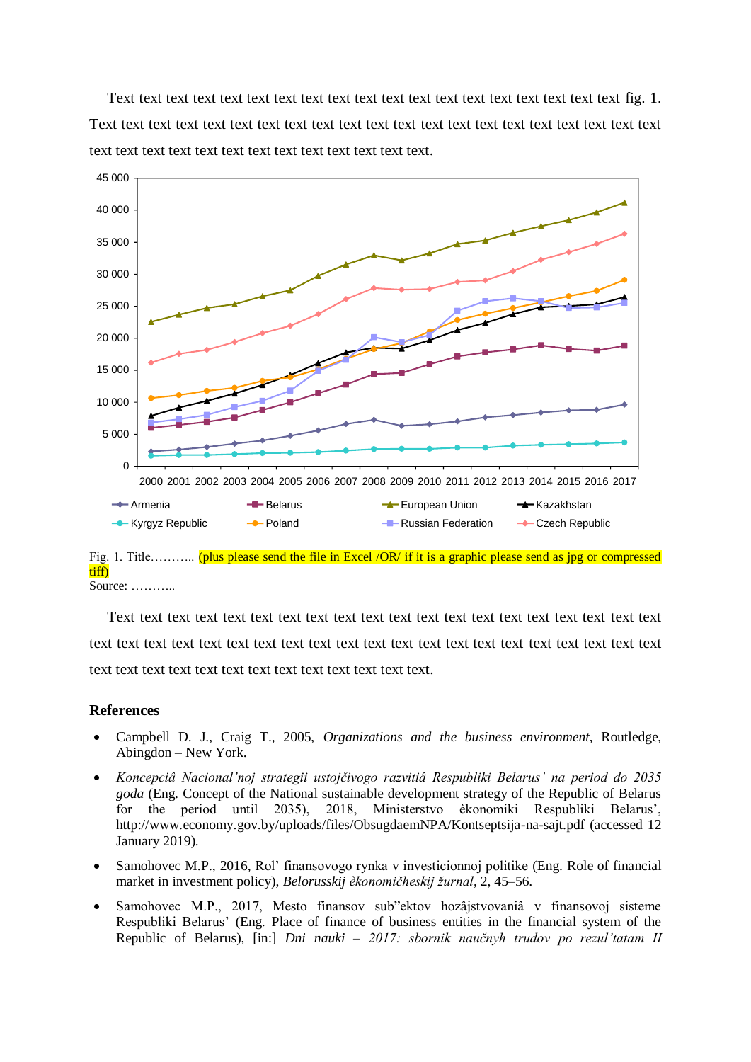Text text text text text text text text text text text text text text text text text text text fig. 1. Text text text text text text text text text text text text text text text text text text text text text text text text text text text text text text text text text.

Fig. 1. Title……….. (plus please send the file in Excel /OR/ if it is a graphic please send as jpg or compressed tiff)
Source: ………..

Text text text text text text text text text text text text text text text text text text text text text text text text text text text text text text text text text text text text text text text text text text text text text text text text text text text text text text.

## References

- Campbell D. J., Craig T., 2005, *Organizations and the business environment*, Routledge, Abingdon – New York.
- *Koncepciâ Nacional'noj strategii ustojčivogo razvitiâ Respubliki Belarus' na period do 2035 goda* (Eng. Concept of the National sustainable development strategy of the Republic of Belarus for the period until 2035), 2018, Ministerstvo èkonomiki Respubliki Belarus', http://www.economy.gov.by/uploads/files/ObsugdaemNPA/Kontseptsija-na-sajt.pdf (accessed 12 January 2019).
- Samohovec M.P., 2016, Rol' finansovogo rynka v investicionnoj politike (Eng. Role of financial market in investment policy), *Belorusskij èkonomičeskij žurnal*, 2, 45–56.
- Samohovec M.P., 2017, Mesto finansov sub"ektov hozâjstvovaniâ v finansovoj sisteme Respubliki Belarus' (Eng. Place of finance of business entities in the financial system of the Republic of Belarus), [in:] *Dni nauki – 2017: sbornik naučnyh trudov po rezul'tatam II*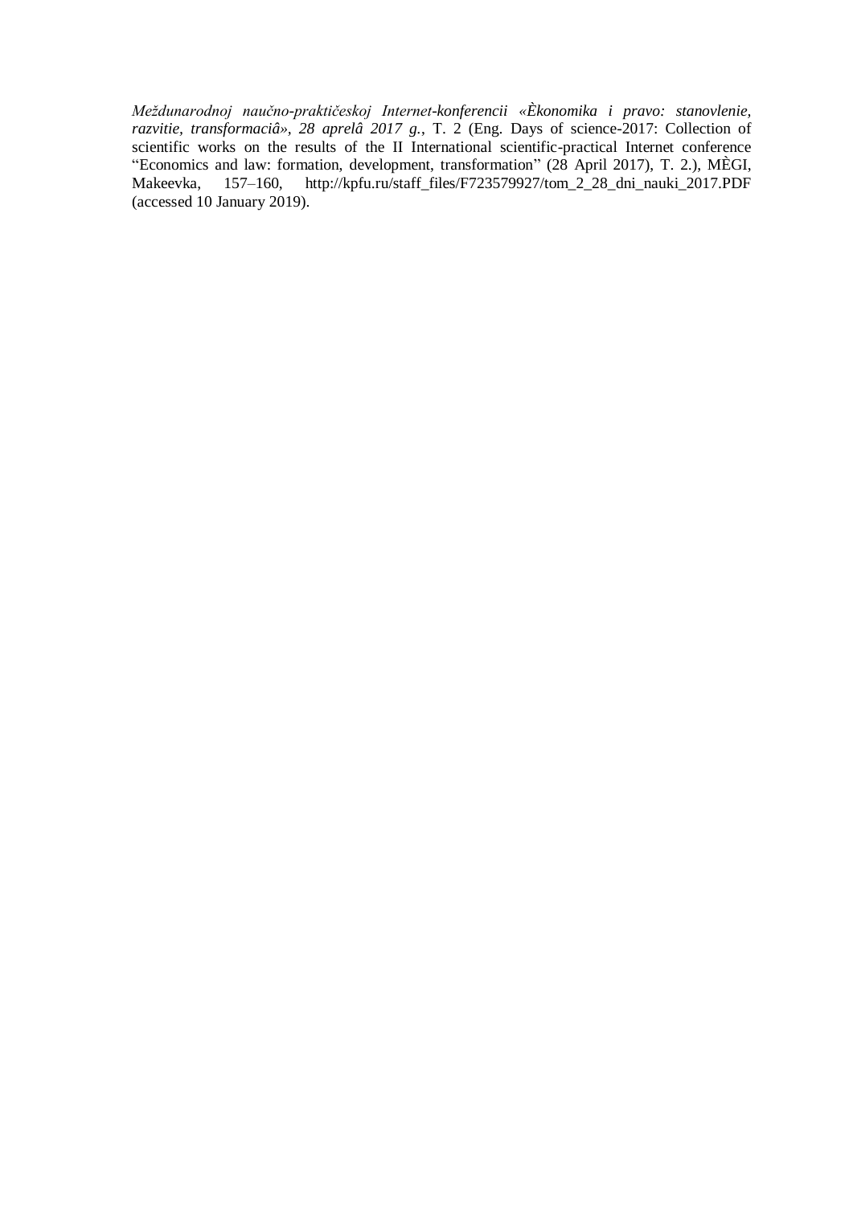*Meždunarodnoj naučno-praktičeskoj Internet-konferencii «Èkonomika i pravo: stanovlenie, razvitie, transformaciâ», 28 aprelâ 2017 g.*, T. 2 (Eng. Days of science-2017: Collection of scientific works on the results of the II International scientific-practical Internet conference "Economics and law: formation, development, transformation" (28 April 2017), T. 2.), MÈGI, Makeevka, 157–160, http://kpfu.ru/staff_files/F723579927/tom_2_28_dni_nauki_2017.PDF (accessed 10 January 2019).